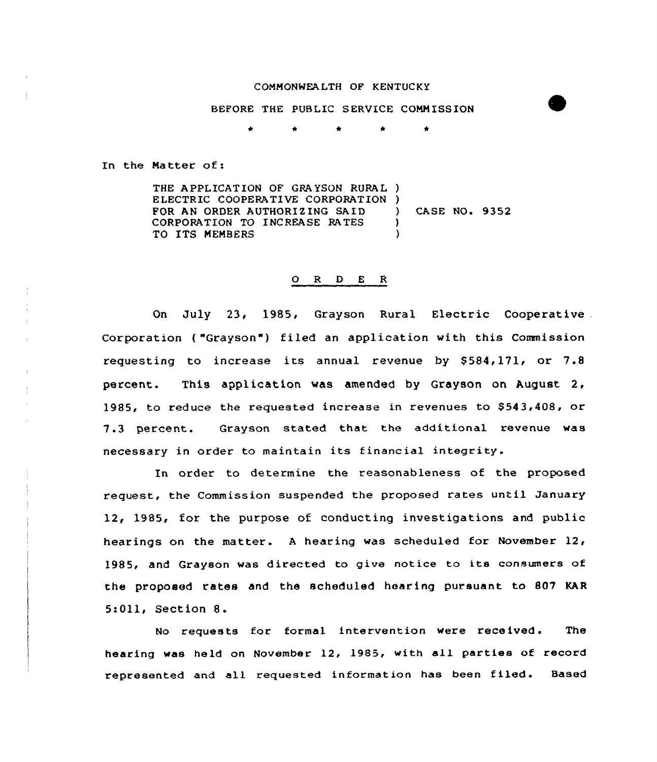COMMONWEALTH OF KENTUCKY

BEFORE THE PUBLIC SERVICE COMMISSION

\* \* \* \* \*

In the Matter of:

THE APPLICATION OF GRAYSON RURAL ELECTRIC COOPERATIVE CORPORATION FOR AN ORDER AUTHORIZING SAID CORPORATION TO INCREASE RATES TO ITS MEMBERS ) CASE NO. 9352

## O R D E R

On July 23, 1985, Grayson Rural Electric Cooperative Corporation ("Grayson") filed an application with this Commission requesting to increase its annual revenue by $584,171, or 7.8 percent. This application was amended by Grayson on August 2, 1985, to reduce the requested increase in revenues to $543,408, or 7.3 percent. Grayson stated that the additional revenue was necessary in order to maintain its financial integrity.

In order to determine the reasonableness of the proposed request, the Commission suspended the proposed rates until January 12, 1985, for the purpose of conducting investigations and public hearings on the matter. A hearing was scheduled for November 12, 1985, and Grayson was directed to give notice to its consumers of the proposed rates and the scheduled hearing pursuant to 807 KAR 5:011, Section 8.

No requests for formal intervention were received. The hearing was held on November 12, 1985, with all parties of record represented and all requested information has been filed. Based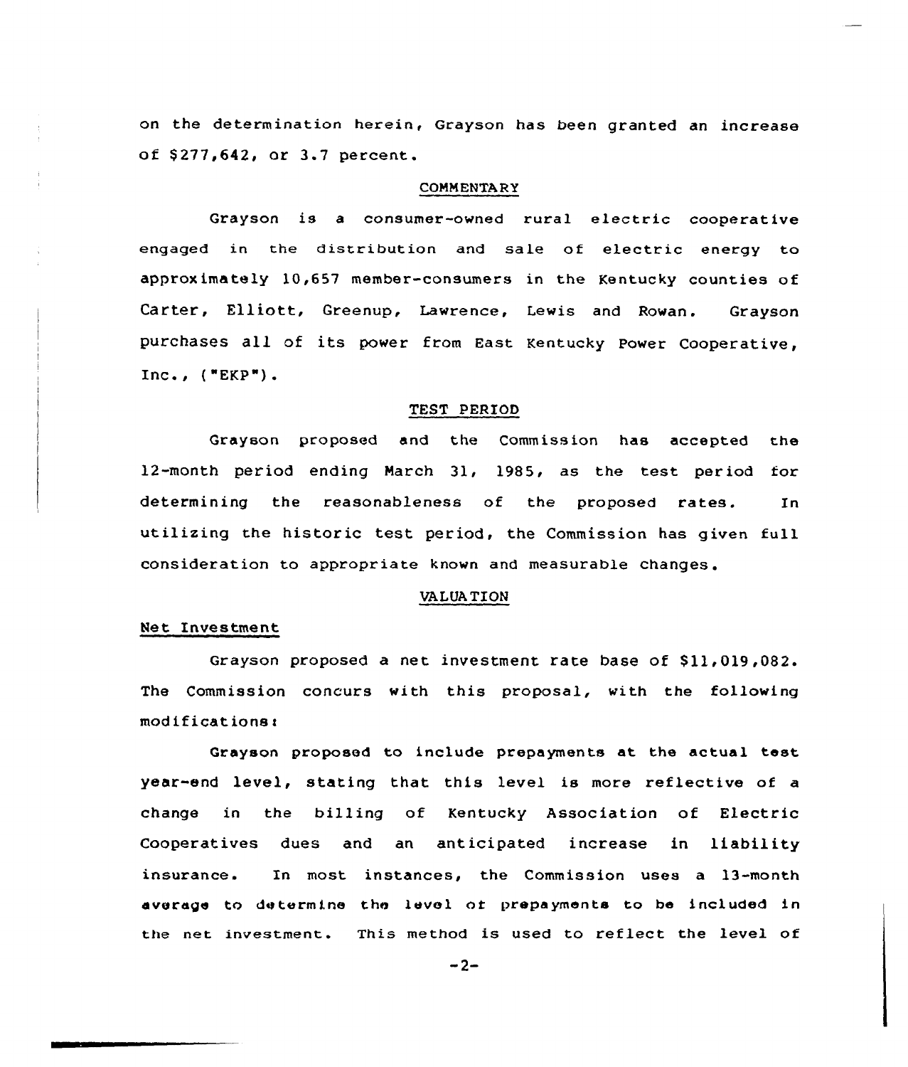on the determination herein, Grayson has been granted an increase of $277,642, or 3.7 percent.

## COMMENTARY

Grayson is a consumer-owned rural electric cooperative engaged in the distribution and sale of electric energy to approximately 10,657 member-consumers in the Kentucky counties of Carter, Elliott, Greenup, Lawrence, Lewis and Rowan. Grayson purchases all of its power from East Kentucky Power Cooperative, Inc., ("EKP").

## TEST PERIOD

Grayson proposed and the Commission has accepted the 12-month period ending March 31, 1985, as the test period for determining the reasonableness of the proposed rates. In utilizing the historic test period, the Commission has given full consideration to appropriate known and measurable changes.

## VALUATION

### Net Investment

Grayson proposed a net investment rate base of $11,019,082. The Commission concurs with this proposal, with the following modifications:

Grayson proposed to include prepayments at the actual test year-end level, stating that this level is more reflective of a change in the billing of Kentucky Association of Electric Cooperatives dues and an anticipated increase in liability insurance. In most instances, the Commission uses a 13-month average to determine the level of prepayments to be included in the net investment. This method is used to reflect the level of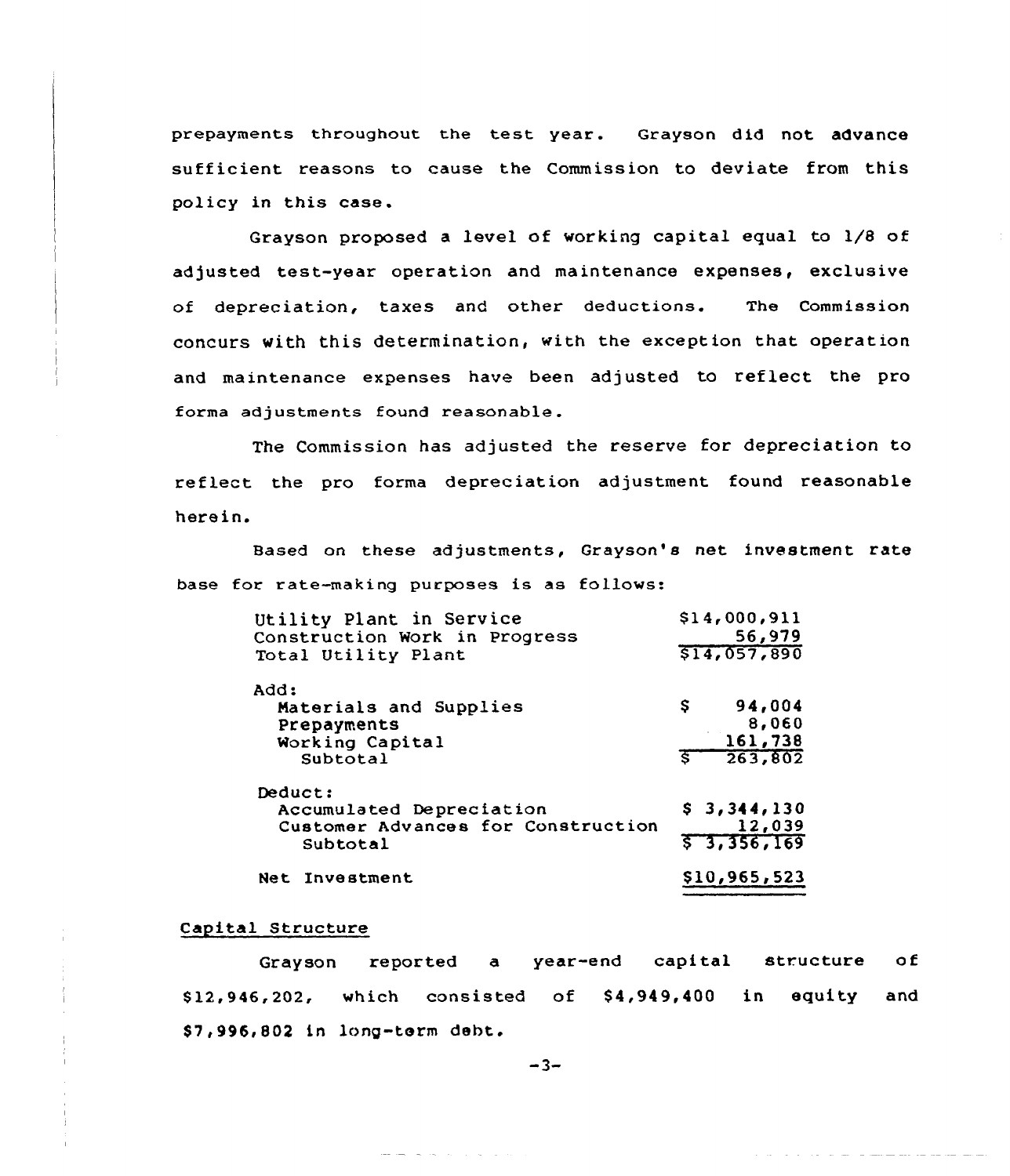prepayments throughout the test year. Grayson did not advance sufficient reasons to cause the Commission to deviate from this policy in this case.

Grayson proposed a level of working capital equal to 1/8 of adjusted test-year operation and maintenance expenses, exclusive of depreciation, taxes and other deductions. The Commission concurs with this determination, with the exception that operation and maintenance expenses have been adjusted to reflect the pro forma adjustments found reasonable.

The Commission has adjusted the reserve for depreciation to reflect the pro forma depreciation adjustment found reasonable herein.

Based on these adjustments, Grayson's net investment rate base for rate-making purposes is as follows:

| | |
|---|---|
| Utility Plant in Service | $14,000,911 |
| Construction Work in Progress | 56,979 |
| Total Utility Plant | $14,057,890 |
| Add: | |
| Materials and Supplies | $ 94,004 |
| Prepayments | 8,060 |
| Working Capital | 161,738 |
| Subtotal | $ 263,802 |
| Deduct: | |
| Accumulated Depreciation | $ 3,344,130 |
| Customer Advances for Construction | 12,039 |
| Subtotal | $ 3,356,169 |
| Net Investment | $10,965,523 |

## Capital Structure

Grayson reported a year-end capital structure of $12,946,202, which consisted of $4,949,400 in equity and $7,996,802 in long-term debt.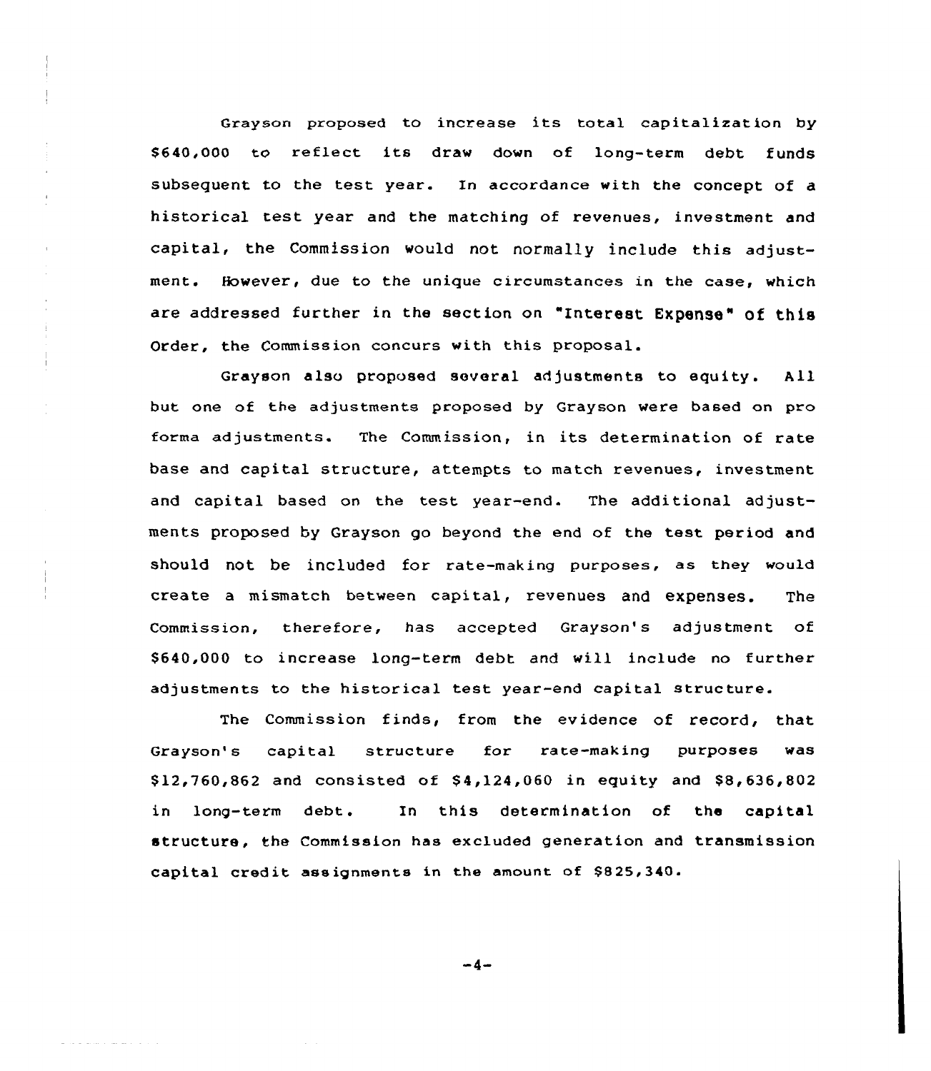Grayson proposed to increase its total capitalization by $640,000 to reflect its draw down of long-term debt funds subsequent to the test year. In accordance with the concept of a historical test year and the matching of revenues, investment and capital, the Commission would not normally include this adjustment. However, due to the unique circumstances in the case, which are addressed further in the section on "Interest Expense" of this Order, the Commission concurs with this proposal.

Grayson also proposed several adjustments to equity. All but one of the adjustments proposed by Grayson were based on pro forma adjustments. The Commission, in its determination of rate base and capital structure, attempts to match revenues, investment and capital based on the test year-end. The additional adjustments proposed by Grayson go beyond the end of the test period and should not be included for rate-making purposes, as they would create a mismatch between capital, revenues and expenses. The Commission, therefore, has accepted Grayson's adjustment of $640,000 to increase long-term debt and will include no further adjustments to the historical test year-end capital structure.

The Commission finds, from the evidence of record, that Grayson's capital structure for rate-making purposes was $12,760,862 and consisted of $4,124,060 in equity and $8,636,802 in long-term debt. In this determination of the capital structure, the Commission has excluded generation and transmission capital credit assignments in the amount of $825,340.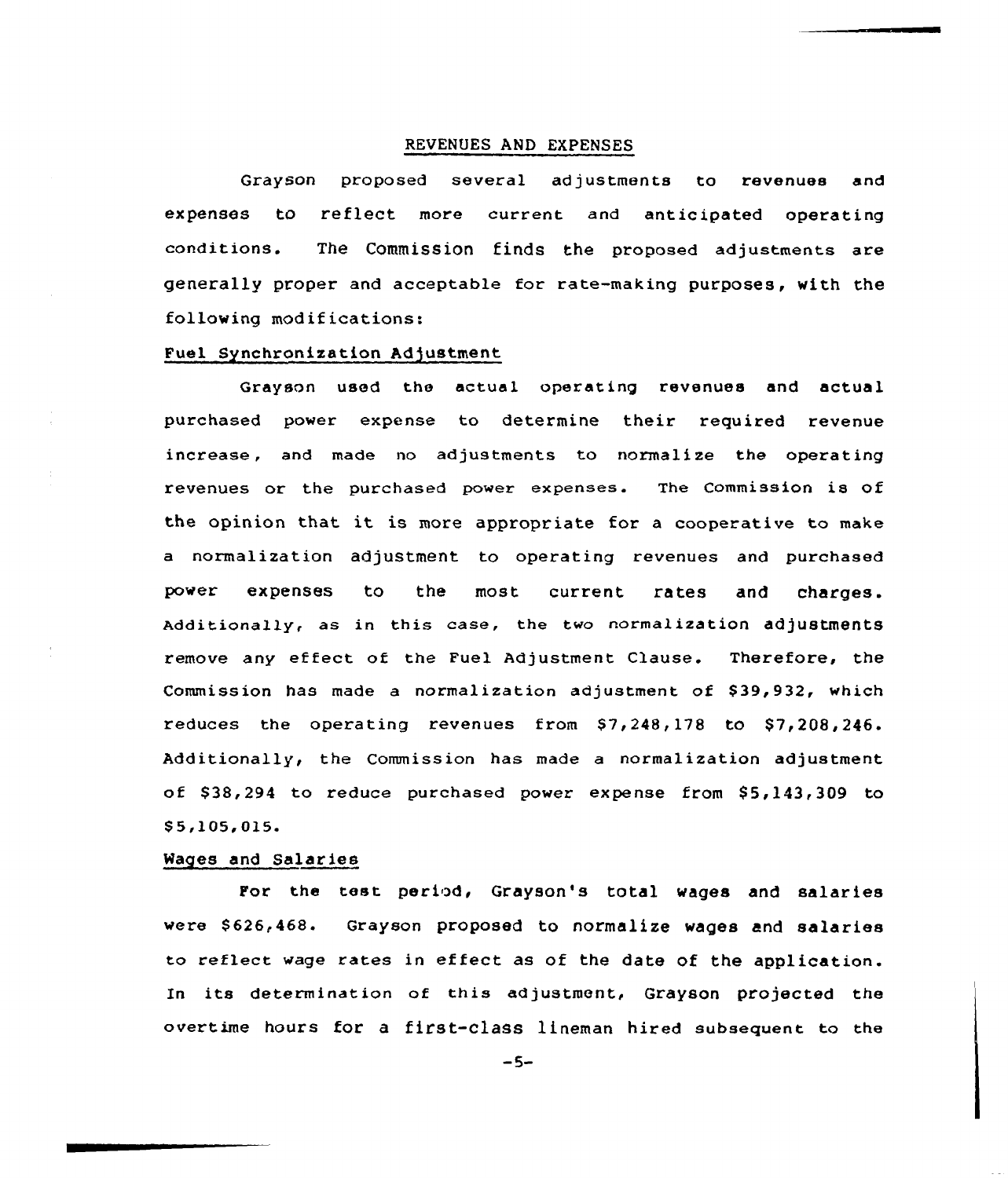## REVENUES AND EXPENSES

Grayson proposed several adjustments to revenues and expenses to reflect more current and anticipated operating conditions. The Commission finds the proposed adjustments are generally proper and acceptable for rate-making purposes, with the following modifications:

### Fuel Synchronization Adjustment

Grayson used the actual operating revenues and actual purchased power expense to determine their required revenue increase, and made no adjustments to normalize the operating revenues or the purchased power expenses. The Commission is of the opinion that it is more appropriate for a cooperative to make a normalization adjustment to operating revenues and purchased power expenses to the most current rates and charges. Additionally, as in this case, the two normalization adjustments remove any effect of the Fuel Adjustment Clause. Therefore, the Commission has made a normalization adjustment of $39,932, which reduces the operating revenues from $7,248,178 to $7,208,246. Additionally, the Commission has made a normalization adjustment of $38,294 to reduce purchased power expense from $5,143,309 to $5,105,015.

### Wages and Salaries

For the test period, Grayson's total wages and salaries were $626,468. Grayson proposed to normalize wages and salaries to reflect wage rates in effect as of the date of the application. In its determination of this adjustment, Grayson projected the overtime hours for a first-class lineman hired subsequent to the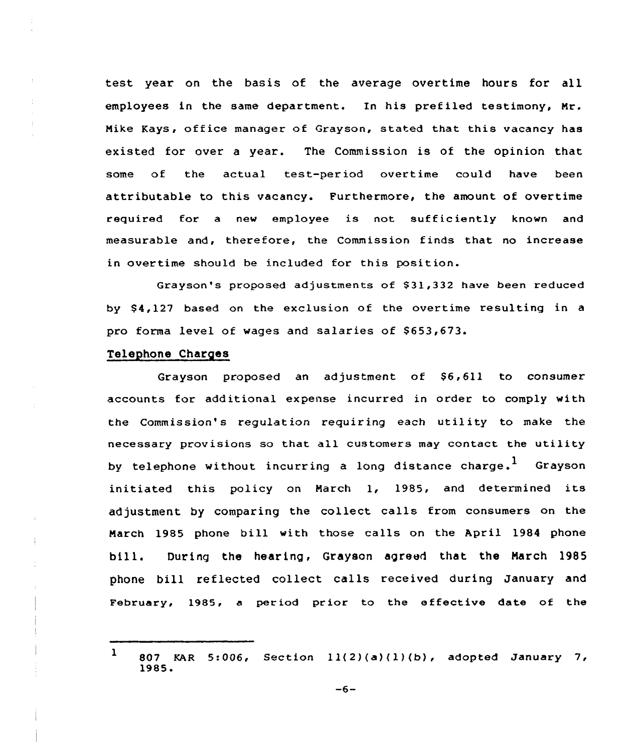test year on the basis of the average overtime hours for all employees in the same department. In his prefiled testimony, Mr. Mike Kays, office manager of Grayson, stated that this vacancy has existed for over a year. The Commission is of the opinion that some of the actual test-period overtime could have been attributable to this vacancy. Furthermore, the amount of overtime required for a new employee is not sufficiently known and measurable and, therefore, the Commission finds that no increase in overtime should be included for this position.

Grayson's proposed adjustments of $31,332 have been reduced by $4,127 based on the exclusion of the overtime resulting in a pro forma level of wages and salaries of $653,673.

## Telephone Charges

Grayson proposed an adjustment of $6,611 to consumer accounts for additional expense incurred in order to comply with the Commission's regulation requiring each utility to make the necessary provisions so that all customers may contact the utility by telephone without incurring a long distance charge.[1] Grayson initiated this policy on March 1, 1985, and determined its adjustment by comparing the collect calls from consumers on the March 1985 phone bill with those calls on the April 1984 phone bill. During the hearing, Grayson agreed that the March 1985 phone bill reflected collect calls received during January and February, 1985, a period prior to the effective date of the

---

[1] 807 KAR 5:006, Section 11(2)(a)(1)(b), adopted January 7, 1985.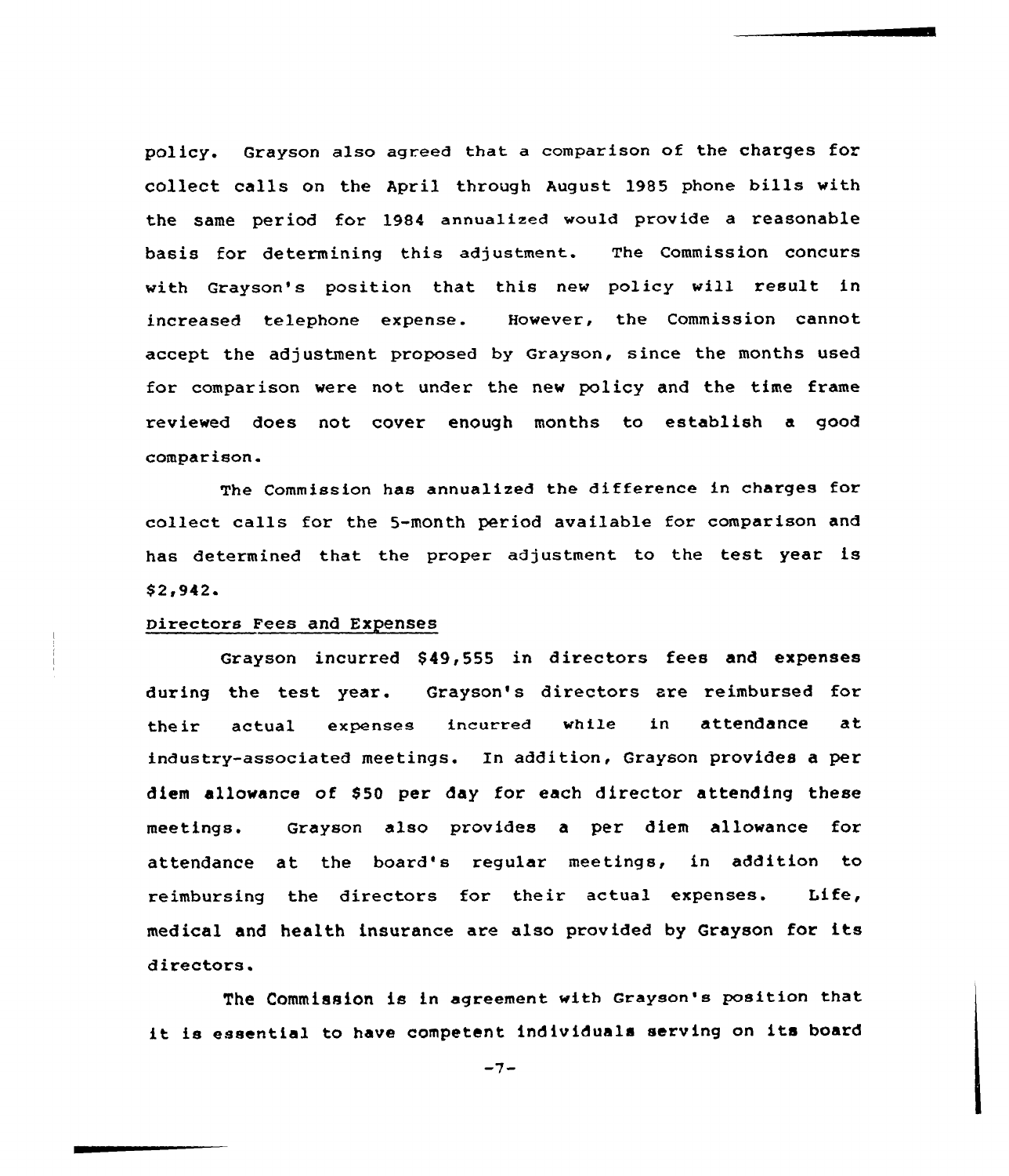policy. Grayson also agreed that a comparison of the charges for collect calls on the April through August 1985 phone bills with the same period for 1984 annualized would provide a reasonable basis for determining this adjustment. The Commission concurs with Grayson's position that this new policy will result in increased telephone expense. However, the Commission cannot accept the adjustment proposed by Grayson, since the months used for comparison were not under the new policy and the time frame reviewed does not cover enough months to establish a good comparison.

The Commission has annualized the difference in charges for collect calls for the 5-month period available for comparison and has determined that the proper adjustment to the test year is $2,942.

Directors Fees and Expenses

Grayson incurred $49,555 in directors fees and expenses during the test year. Grayson's directors are reimbursed for their actual expenses incurred while in attendance at industry-associated meetings. In addition, Grayson provides a per diem allowance of $50 per day for each director attending these meetings. Grayson also provides a per diem allowance for attendance at the board's regular meetings, in addition to reimbursing the directors for their actual expenses. Life, medical and health insurance are also provided by Grayson for its directors.

The Commission is in agreement with Grayson's position that it is essential to have competent individuals serving on its board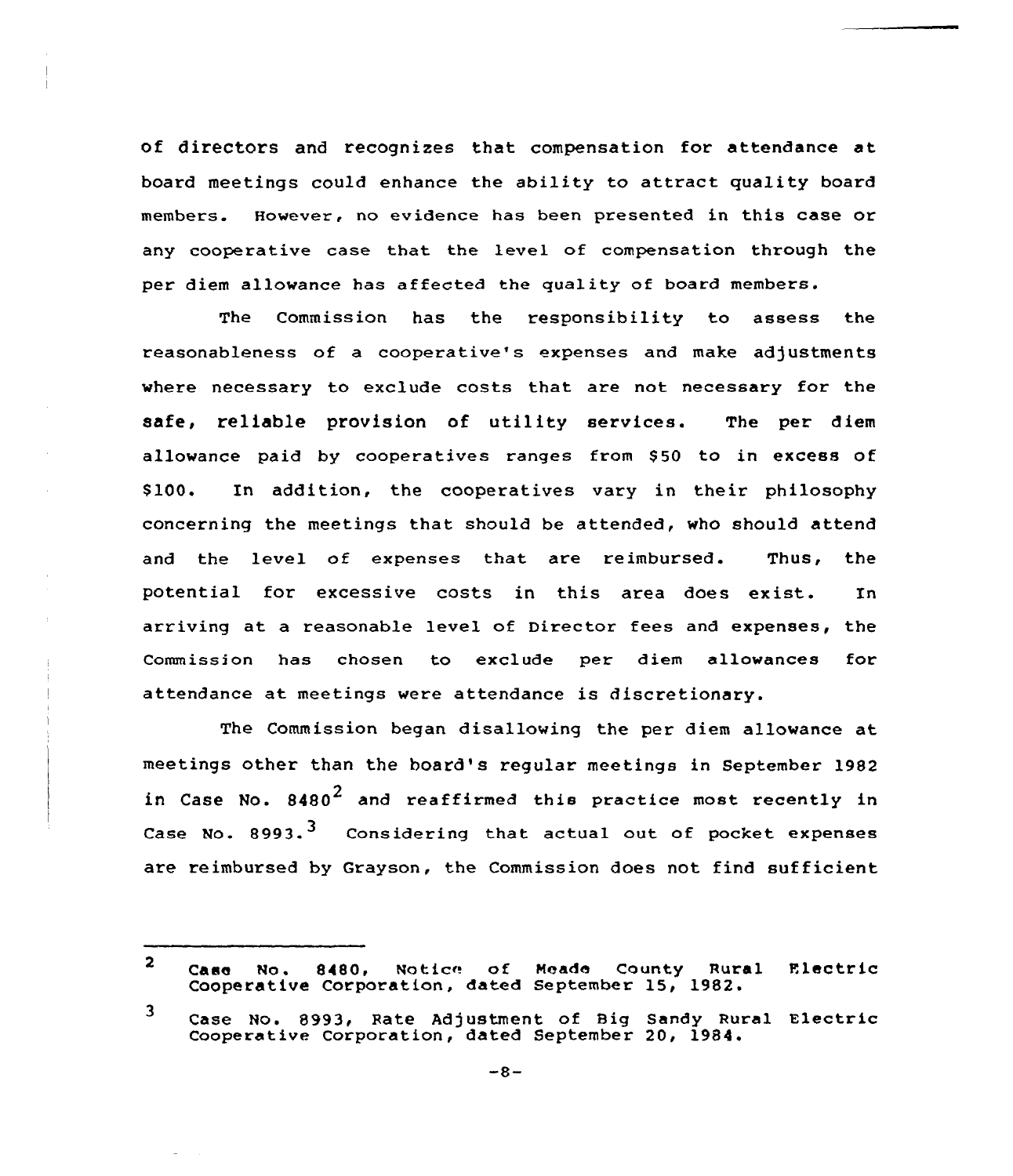of directors and recognizes that compensation for attendance at board meetings could enhance the ability to attract quality board members. However, no evidence has been presented in this case or any cooperative case that the level of compensation through the per diem allowance has affected the quality of board members.

The Commission has the responsibility to assess the reasonableness of a cooperative's expenses and make adjustments where necessary to exclude costs that are not necessary for the safe, reliable provision of utility services. The per diem allowance paid by cooperatives ranges from $50 to in excess of $100. In addition, the cooperatives vary in their philosophy concerning the meetings that should be attended, who should attend and the level of expenses that are reimbursed. Thus, the potential for excessive costs in this area does exist. In arriving at a reasonable level of Director fees and expenses, the Commission has chosen to exclude per diem allowances for attendance at meetings were attendance is discretionary.

The Commission began disallowing the per diem allowance at meetings other than the board's regular meetings in September 1982 in Case No. 8480[2] and reaffirmed this practice most recently in Case No. 8993.[3] Considering that actual out of pocket expenses are reimbursed by Grayson, the Commission does not find sufficient

---

[2] Case No. 8480, Notice of Meade County Rural Electric Cooperative Corporation, dated September 15, 1982.

[3] Case No. 8993, Rate Adjustment of Big Sandy Rural Electric Cooperative Corporation, dated September 20, 1984.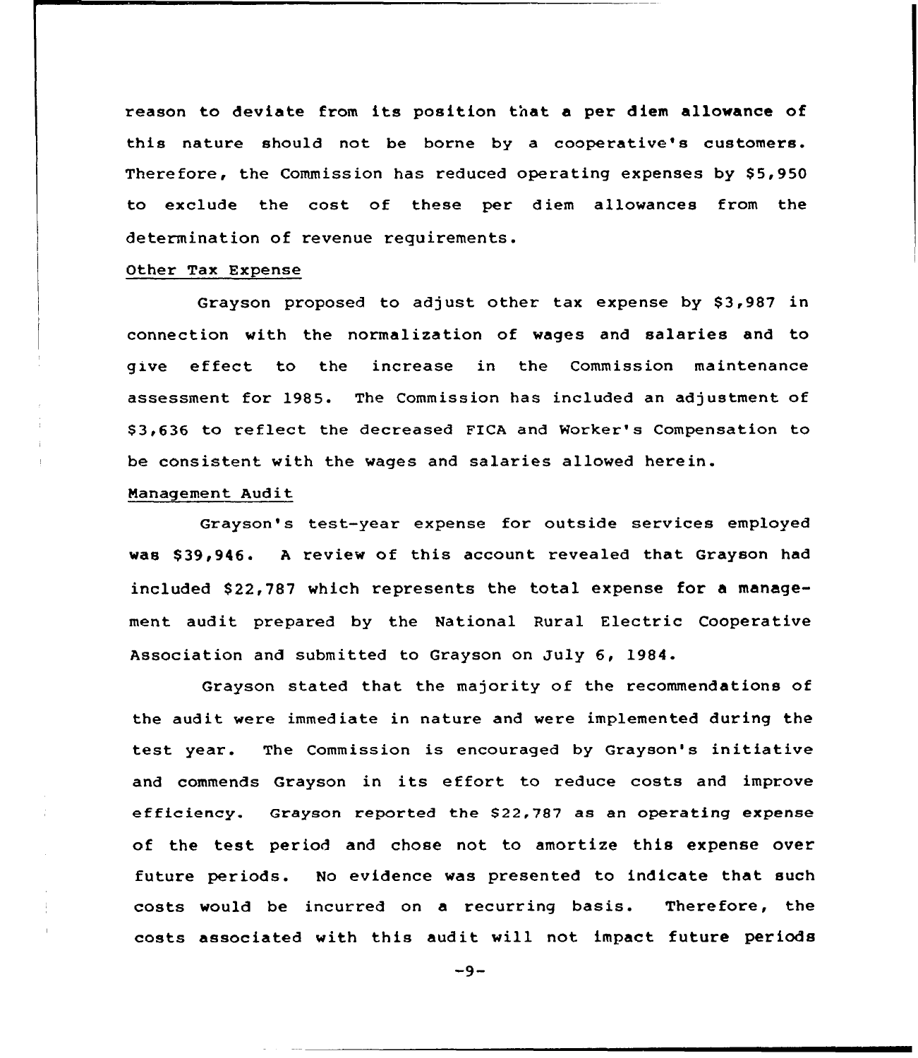reason to deviate from its position that a per diem allowance of this nature should not be borne by a cooperative's customers. Therefore, the Commission has reduced operating expenses by $5,950 to exclude the cost of these per diem allowances from the determination of revenue requirements.

Other Tax Expense

Grayson proposed to adjust other tax expense by $3,987 in connection with the normalization of wages and salaries and to give effect to the increase in the Commission maintenance assessment for 1985. The Commission has included an adjustment of $3,636 to reflect the decreased FICA and Worker's Compensation to be consistent with the wages and salaries allowed herein.

Management Audit

Grayson's test-year expense for outside services employed was $39,946. A review of this account revealed that Grayson had included $22,787 which represents the total expense for a management audit prepared by the National Rural Electric Cooperative Association and submitted to Grayson on July 6, 1984.

Grayson stated that the majority of the recommendations of the audit were immediate in nature and were implemented during the test year. The Commission is encouraged by Grayson's initiative and commends Grayson in its effort to reduce costs and improve efficiency. Grayson reported the $22,787 as an operating expense of the test period and chose not to amortize this expense over future periods. No evidence was presented to indicate that such costs would be incurred on a recurring basis. Therefore, the costs associated with this audit will not impact future periods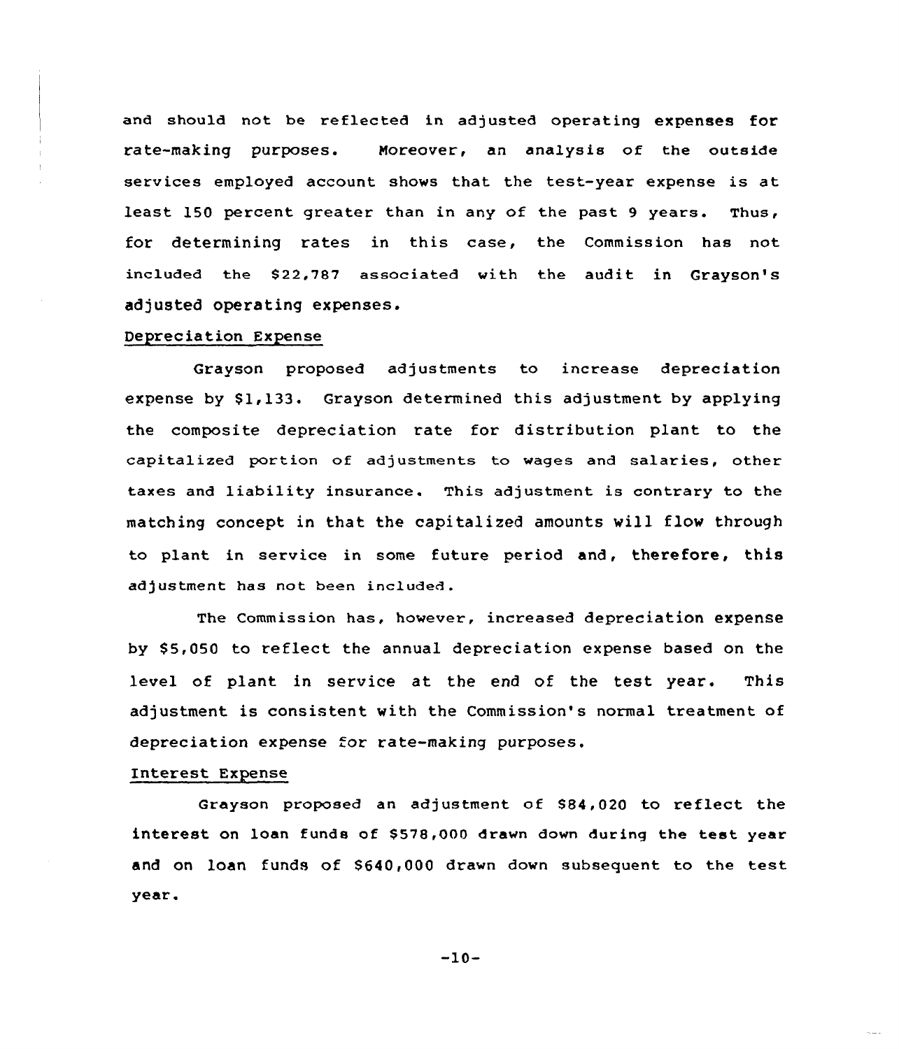and should not be reflected in adjusted operating expenses for rate-making purposes. Moreover, an analysis of the outside services employed account shows that the test-year expense is at least 150 percent greater than in any of the past 9 years. Thus, for determining rates in this case, the Commission has not included the $22,787 associated with the audit in Grayson's adjusted operating expenses.

Depreciation Expense

Grayson proposed adjustments to increase depreciation expense by $1,133. Grayson determined this adjustment by applying the composite depreciation rate for distribution plant to the capitalized portion of adjustments to wages and salaries, other taxes and liability insurance. This adjustment is contrary to the matching concept in that the capitalized amounts will flow through to plant in service in some future period and, therefore, this adjustment has not been included.

The Commission has, however, increased depreciation expense by $5,050 to reflect the annual depreciation expense based on the level of plant in service at the end of the test year. This adjustment is consistent with the Commission's normal treatment of depreciation expense for rate-making purposes.

Interest Expense

Grayson proposed an adjustment of $84,020 to reflect the interest on loan funds of $578,000 drawn down during the test year and on loan funds of $640,000 drawn down subsequent to the test year.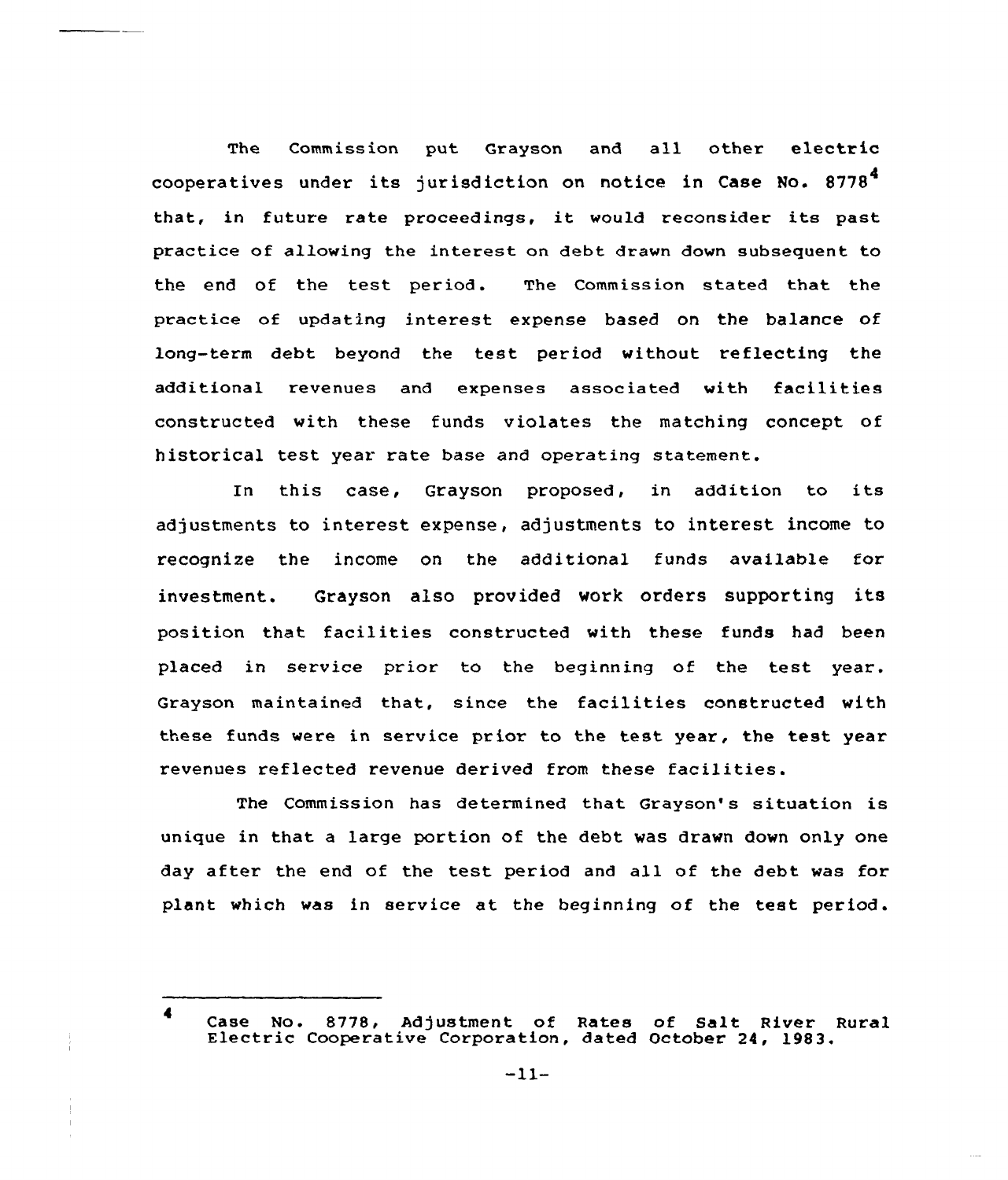The Commission put Grayson and all other electric cooperatives under its jurisdiction on notice in Case No. 8778[4] that, in future rate proceedings, it would reconsider its past practice of allowing the interest on debt drawn down subsequent to the end of the test period. The Commission stated that the practice of updating interest expense based on the balance of long-term debt beyond the test period without reflecting the additional revenues and expenses associated with facilities constructed with these funds violates the matching concept of historical test year rate base and operating statement.

In this case, Grayson proposed, in addition to its adjustments to interest expense, adjustments to interest income to recognize the income on the additional funds available for investment. Grayson also provided work orders supporting its position that facilities constructed with these funds had been placed in service prior to the beginning of the test year. Grayson maintained that, since the facilities constructed with these funds were in service prior to the test year, the test year revenues reflected revenue derived from these facilities.

The Commission has determined that Grayson's situation is unique in that a large portion of the debt was drawn down only one day after the end of the test period and all of the debt was for plant which was in service at the beginning of the test period.

---

[4] Case No. 8778, Adjustment of Rates of Salt River Rural Electric Cooperative Corporation, dated October 24, 1983.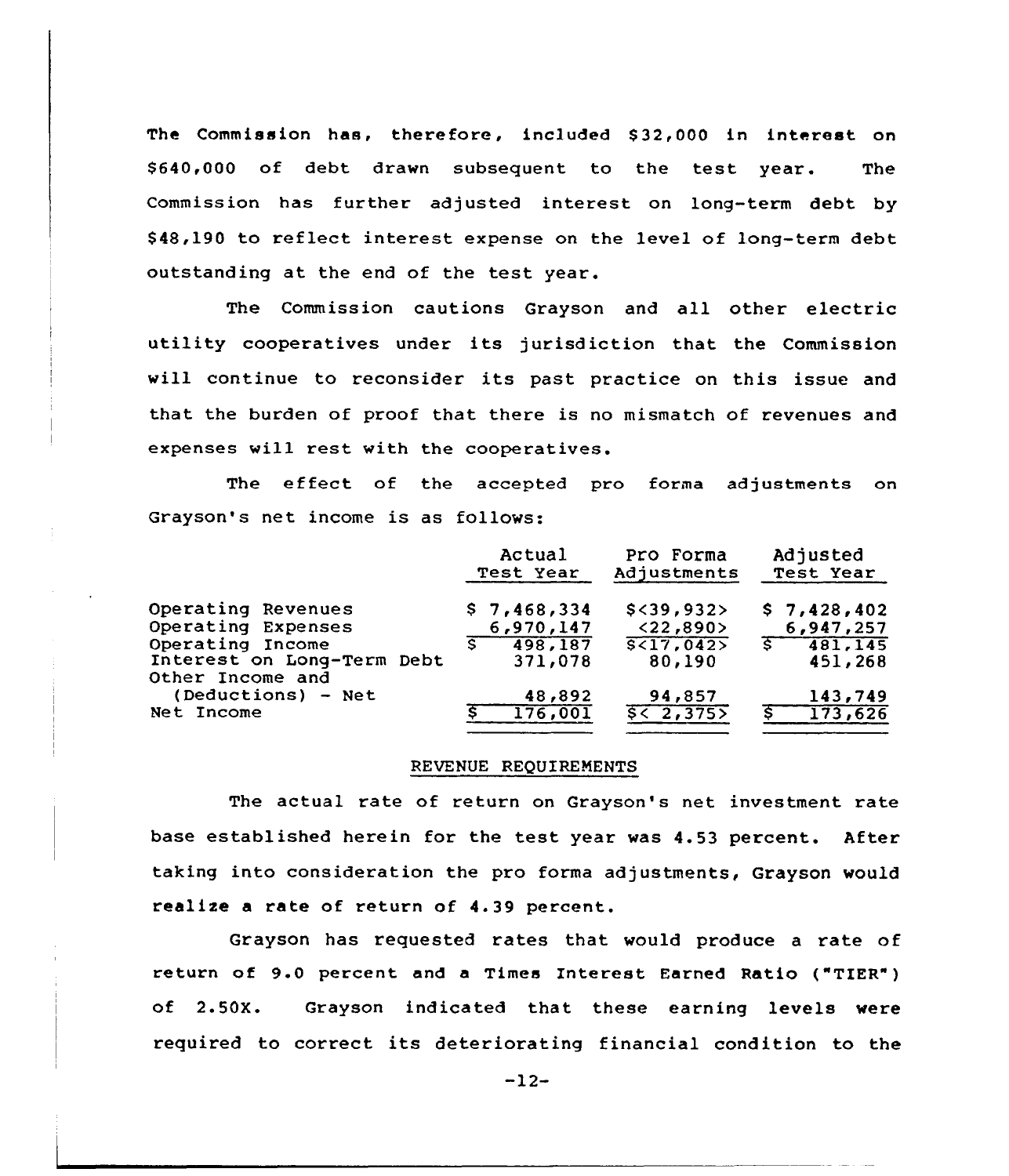The Commission has, therefore, included $32,000 in interest on $640,000 of debt drawn subsequent to the test year. The Commission has further adjusted interest on long-term debt by $48,190 to reflect interest expense on the level of long-term debt outstanding at the end of the test year.

The Commission cautions Grayson and all other electric utility cooperatives under its jurisdiction that the Commission will continue to reconsider its past practice on this issue and that the burden of proof that there is no mismatch of revenues and expenses will rest with the cooperatives.

The effect of the accepted pro forma adjustments on Grayson's net income is as follows:

| | Actual Test Year | Pro Forma Adjustments | Adjusted Test Year |
|---|---|---|---|
| Operating Revenues | $ 7,468,334 | $<39,932> | $ 7,428,402 |
| Operating Expenses | 6,970,147 | <22,890> | 6,947,257 |
| Operating Income | $ 498,187 | $<17,042> | $ 481,145 |
| Interest on Long-Term Debt | 371,078 | 80,190 | 451,268 |
| Other Income and (Deductions) - Net | 48,892 | 94,857 | 143,749 |
| Net Income | $ 176,001 | $< 2,375> | $ 173,626 |

## REVENUE REQUIREMENTS

The actual rate of return on Grayson's net investment rate base established herein for the test year was 4.53 percent. After taking into consideration the pro forma adjustments, Grayson would realize a rate of return of 4.39 percent.

Grayson has requested rates that would produce a rate of return of 9.0 percent and a Times Interest Earned Ratio ("TIER") of 2.50X. Grayson indicated that these earning levels were required to correct its deteriorating financial condition to the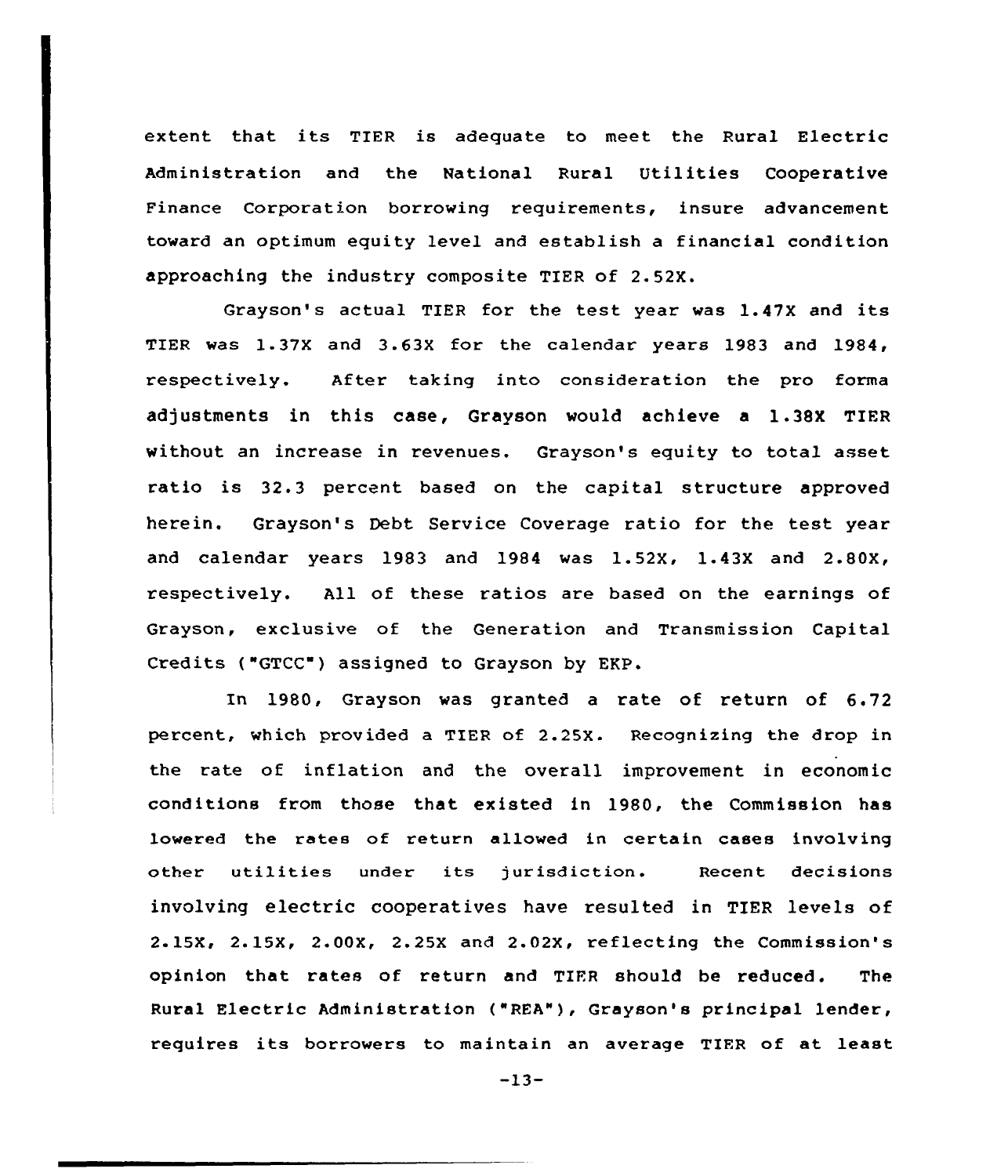extent that its TIER is adequate to meet the Rural Electric Administration and the National Rural Utilities Cooperative Finance Corporation borrowing requirements, insure advancement toward an optimum equity level and establish a financial condition approaching the industry composite TIER of 2.52X.

Grayson's actual TIER for the test year was 1.47X and its TIER was 1.37X and 3.63X for the calendar years 1983 and 1984, respectively. After taking into consideration the pro forma adjustments in this case, Grayson would achieve a 1.38X TIER without an increase in revenues. Grayson's equity to total asset ratio is 32.3 percent based on the capital structure approved herein. Grayson's Debt Service Coverage ratio for the test year and calendar years 1983 and 1984 was 1.52X, 1.43X and 2.80X, respectively. All of these ratios are based on the earnings of Grayson, exclusive of the Generation and Transmission Capital Credits ("GTCC") assigned to Grayson by EKP.

In 1980, Grayson was granted a rate of return of 6.72 percent, which provided a TIER of 2.25X. Recognizing the drop in the rate of inflation and the overall improvement in economic conditions from those that existed in 1980, the Commission has lowered the rates of return allowed in certain cases involving other utilities under its jurisdiction. Recent decisions involving electric cooperatives have resulted in TIER levels of 2.15X, 2.15X, 2.00X, 2.25X and 2.02X, reflecting the Commission's opinion that rates of return and TIER should be reduced. The Rural Electric Administration ("REA"), Grayson's principal lender, requires its borrowers to maintain an average TIER of at least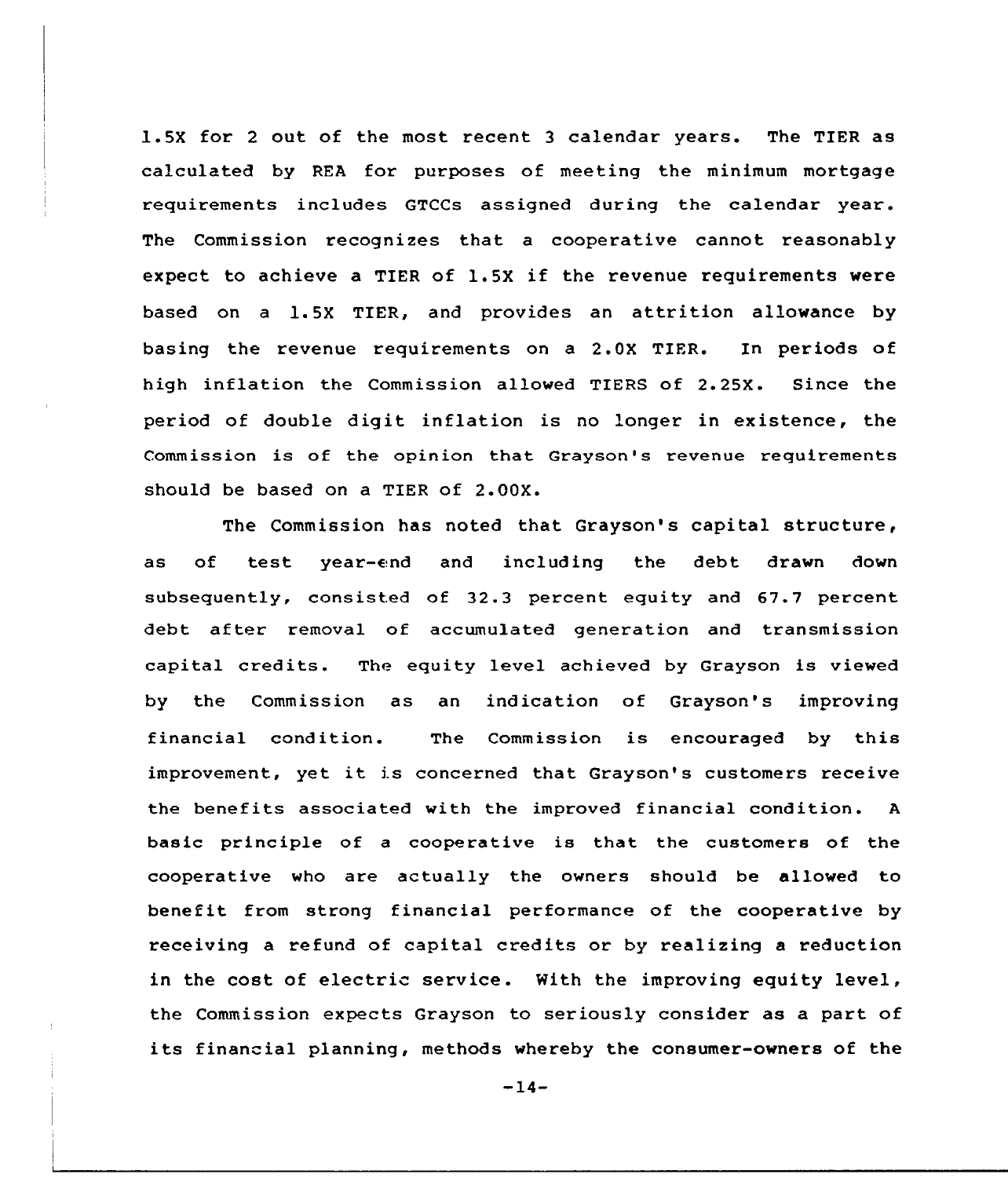1.5X for 2 out of the most recent 3 calendar years. The TIER as calculated by REA for purposes of meeting the minimum mortgage requirements includes GTCCs assigned during the calendar year. The Commission recognizes that a cooperative cannot reasonably expect to achieve a TIER of 1.5X if the revenue requirements were based on a 1.5X TIER, and provides an attrition allowance by basing the revenue requirements on a 2.0X TIER. In periods of high inflation the Commission allowed TIERS of 2.25X. Since the period of double digit inflation is no longer in existence, the Commission is of the opinion that Grayson's revenue requirements should be based on a TIER of 2.00X.

The Commission has noted that Grayson's capital structure, as of test year-end and including the debt drawn down subsequently, consisted of 32.3 percent equity and 67.7 percent debt after removal of accumulated generation and transmission capital credits. The equity level achieved by Grayson is viewed by the Commission as an indication of Grayson's improving financial condition. The Commission is encouraged by this improvement, yet it is concerned that Grayson's customers receive the benefits associated with the improved financial condition. A basic principle of a cooperative is that the customers of the cooperative who are actually the owners should be allowed to benefit from strong financial performance of the cooperative by receiving a refund of capital credits or by realizing a reduction in the cost of electric service. With the improving equity level, the Commission expects Grayson to seriously consider as a part of its financial planning, methods whereby the consumer-owners of the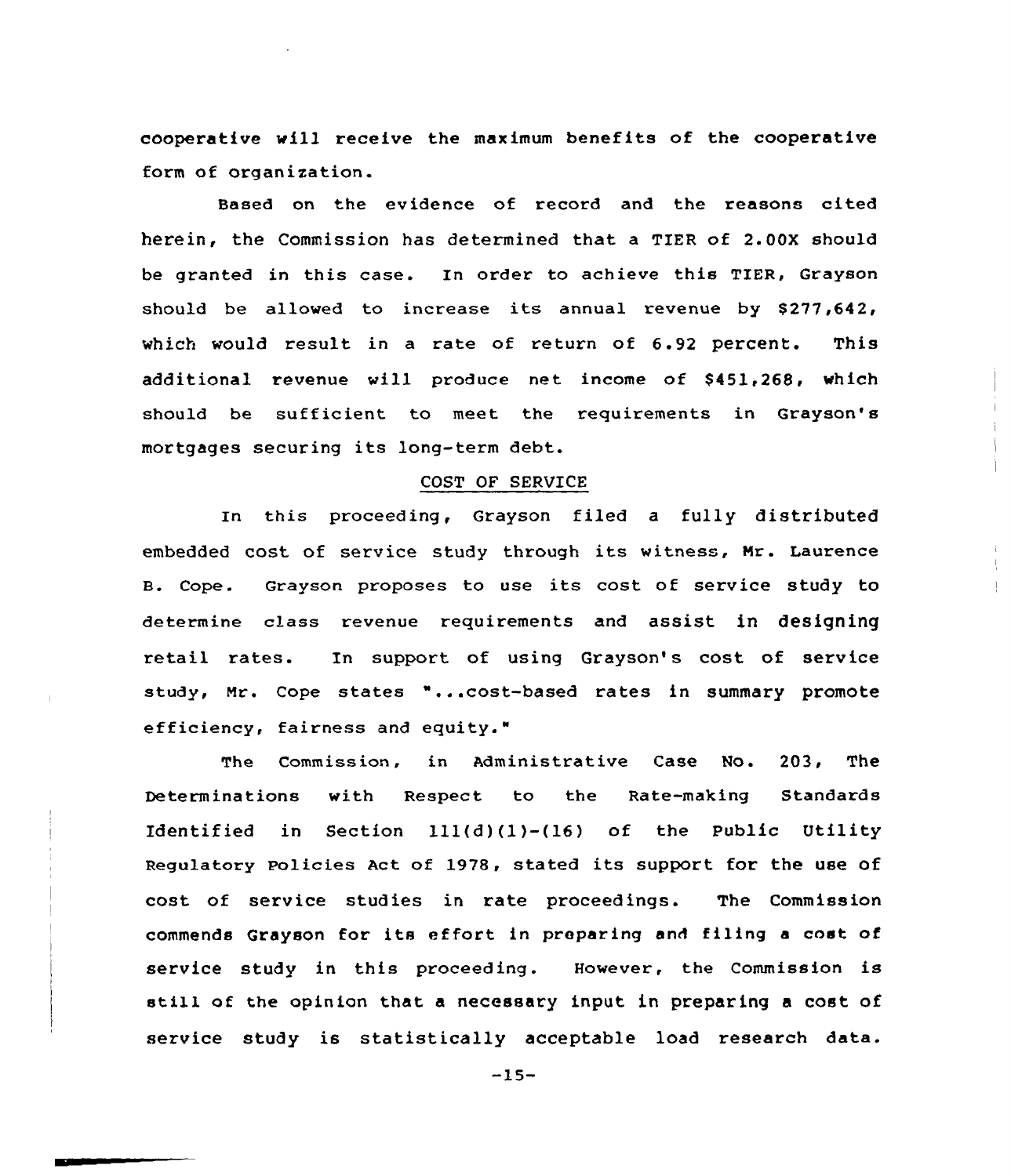cooperative will receive the maximum benefits of the cooperative form of organization.

Based on the evidence of record and the reasons cited herein, the Commission has determined that a TIER of 2.00X should be granted in this case. In order to achieve this TIER, Grayson should be allowed to increase its annual revenue by $277,642, which would result in a rate of return of 6.92 percent. This additional revenue will produce net income of $451,268, which should be sufficient to meet the requirements in Grayson's mortgages securing its long-term debt.

## COST OF SERVICE

In this proceeding, Grayson filed a fully distributed embedded cost of service study through its witness, Mr. Laurence B. Cope. Grayson proposes to use its cost of service study to determine class revenue requirements and assist in designing retail rates. In support of using Grayson's cost of service study, Mr. Cope states "...cost-based rates in summary promote efficiency, fairness and equity."

The Commission, in Administrative Case No. 203, The Determinations with Respect to the Rate-making Standards Identified in Section 111(d)(1)-(16) of the Public Utility Regulatory Policies Act of 1978, stated its support for the use of cost of service studies in rate proceedings. The Commission commends Grayson for its effort in preparing and filing a cost of service study in this proceeding. However, the Commission is still of the opinion that a necessary input in preparing a cost of service study is statistically acceptable load research data.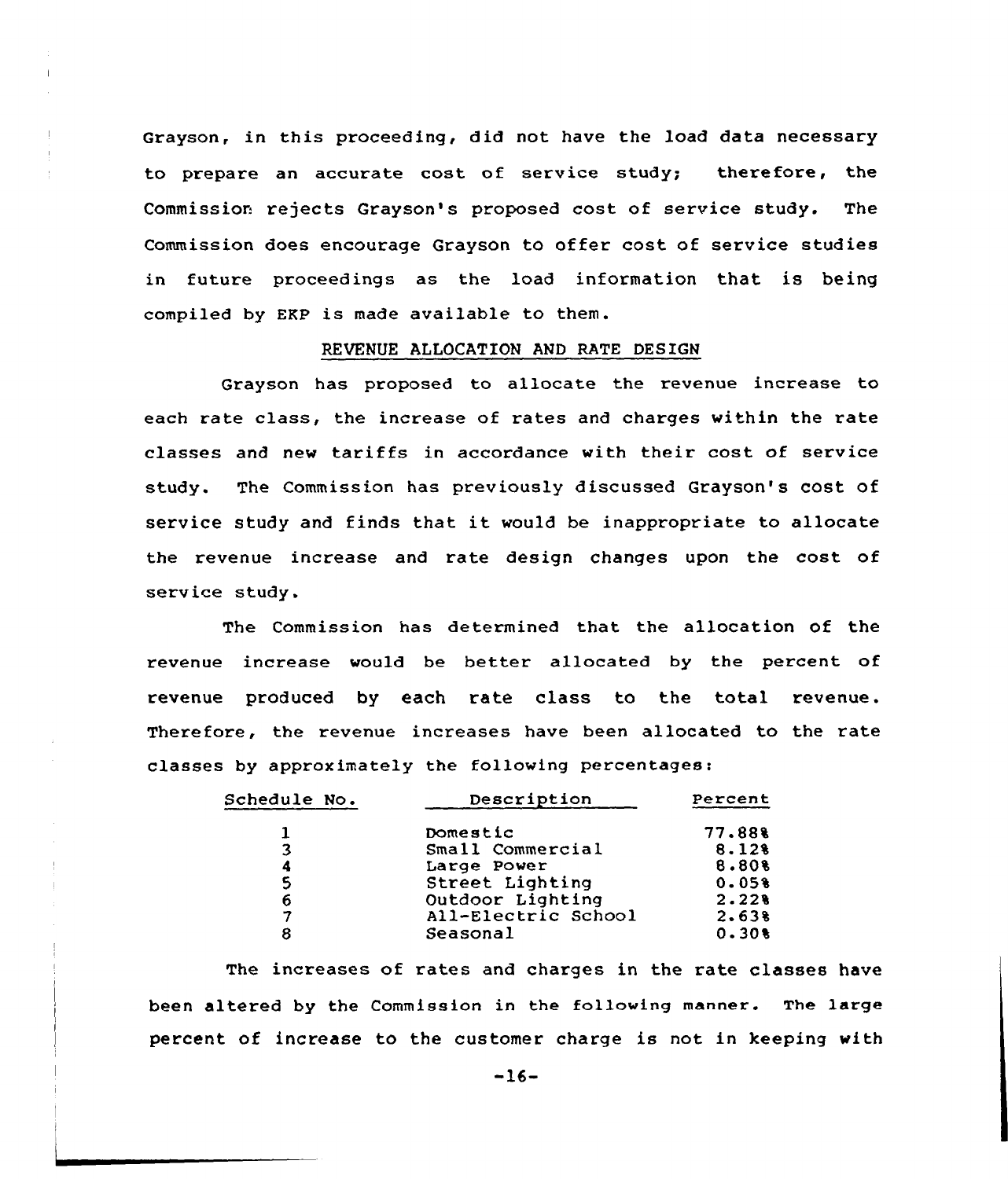Grayson, in this proceeding, did not have the load data necessary to prepare an accurate cost of service study; therefore, the Commission rejects Grayson's proposed cost of service study. The Commission does encourage Grayson to offer cost of service studies in future proceedings as the load information that is being compiled by EKP is made available to them.

## REVENUE ALLOCATION AND RATE DESIGN

Grayson has proposed to allocate the revenue increase to each rate class, the increase of rates and charges within the rate classes and new tariffs in accordance with their cost of service study. The Commission has previously discussed Grayson's cost of service study and finds that it would be inappropriate to allocate the revenue increase and rate design changes upon the cost of service study.

The Commission has determined that the allocation of the revenue increase would be better allocated by the percent of revenue produced by each rate class to the total revenue. Therefore, the revenue increases have been allocated to the rate classes by approximately the following percentages:

| Schedule No. | Description | Percent |
|---|---|---|
| 1 | Domestic | 77.88% |
| 3 | Small Commercial | 8.12% |
| 4 | Large Power | 8.80% |
| 5 | Street Lighting | 0.05% |
| 6 | Outdoor Lighting | 2.22% |
| 7 | All-Electric School | 2.63% |
| 8 | Seasonal | 0.30% |

The increases of rates and charges in the rate classes have been altered by the Commission in the following manner. The large percent of increase to the customer charge is not in keeping with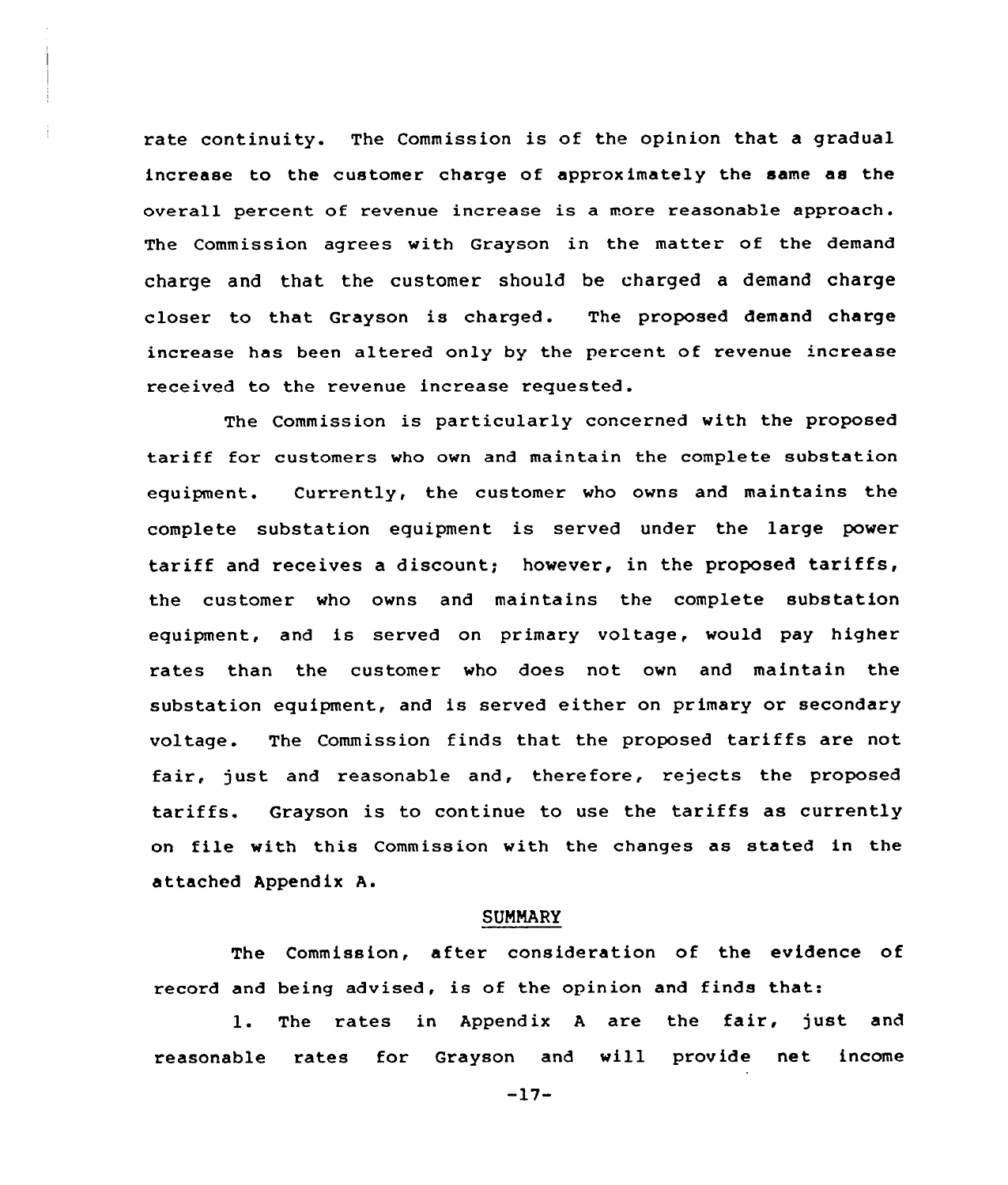rate continuity. The Commission is of the opinion that a gradual increase to the customer charge of approximately the same as the overall percent of revenue increase is a more reasonable approach. The Commission agrees with Grayson in the matter of the demand charge and that the customer should be charged a demand charge closer to that Grayson is charged. The proposed demand charge increase has been altered only by the percent of revenue increase received to the revenue increase requested.

The Commission is particularly concerned with the proposed tariff for customers who own and maintain the complete substation equipment. Currently, the customer who owns and maintains the complete substation equipment is served under the large power tariff and receives a discount; however, in the proposed tariffs, the customer who owns and maintains the complete substation equipment, and is served on primary voltage, would pay higher rates than the customer who does not own and maintain the substation equipment, and is served either on primary or secondary voltage. The Commission finds that the proposed tariffs are not fair, just and reasonable and, therefore, rejects the proposed tariffs. Grayson is to continue to use the tariffs as currently on file with this Commission with the changes as stated in the attached Appendix A.

## SUMMARY

The Commission, after consideration of the evidence of record and being advised, is of the opinion and finds that:

1. The rates in Appendix A are the fair, just and reasonable rates for Grayson and will provide net income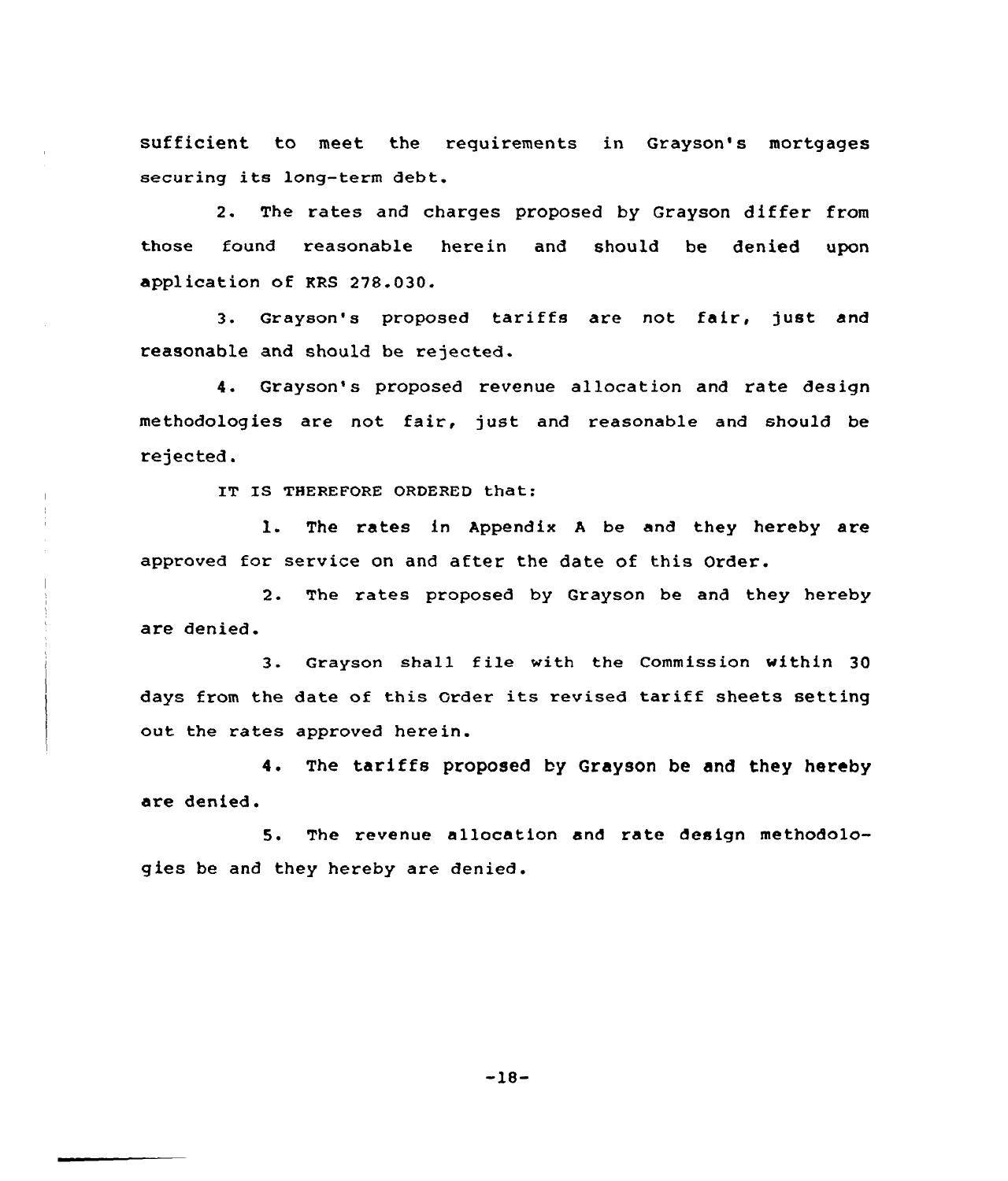sufficient to meet the requirements in Grayson's mortgages securing its long-term debt.

2. The rates and charges proposed by Grayson differ from those found reasonable herein and should be denied upon application of KRS 278.030.

3. Grayson's proposed tariffs are not fair, just and reasonable and should be rejected.

4. Grayson's proposed revenue allocation and rate design methodologies are not fair, just and reasonable and should be rejected.

IT IS THEREFORE ORDERED that:

1. The rates in Appendix A be and they hereby are approved for service on and after the date of this Order.

2. The rates proposed by Grayson be and they hereby are denied.

3. Grayson shall file with the Commission within 30 days from the date of this Order its revised tariff sheets setting out the rates approved herein.

4. The tariffs proposed by Grayson be and they hereby are denied.

5. The revenue allocation and rate design methodologies be and they hereby are denied.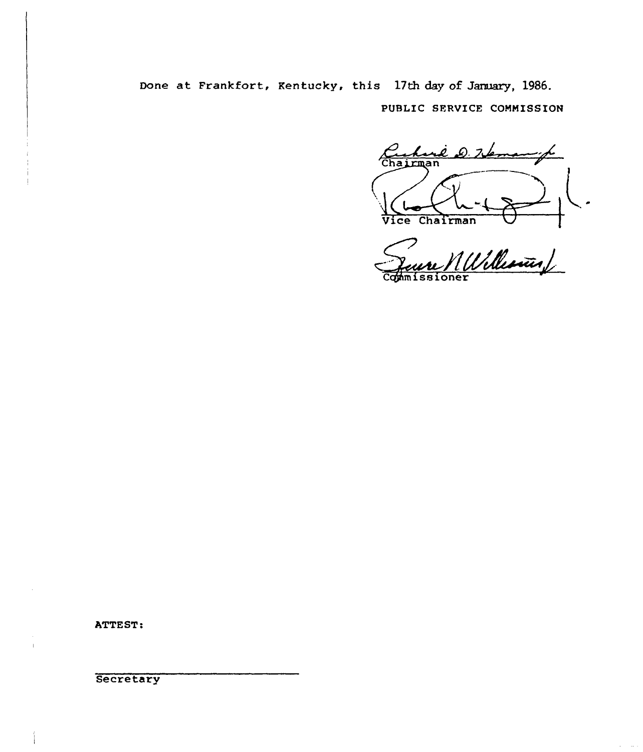Done at Frankfort, Kentucky, this 17th day of January, 1986.

PUBLIC SERVICE COMMISSION

Chairman

Vice Chairman

Commissioner

ATTEST:

Secretary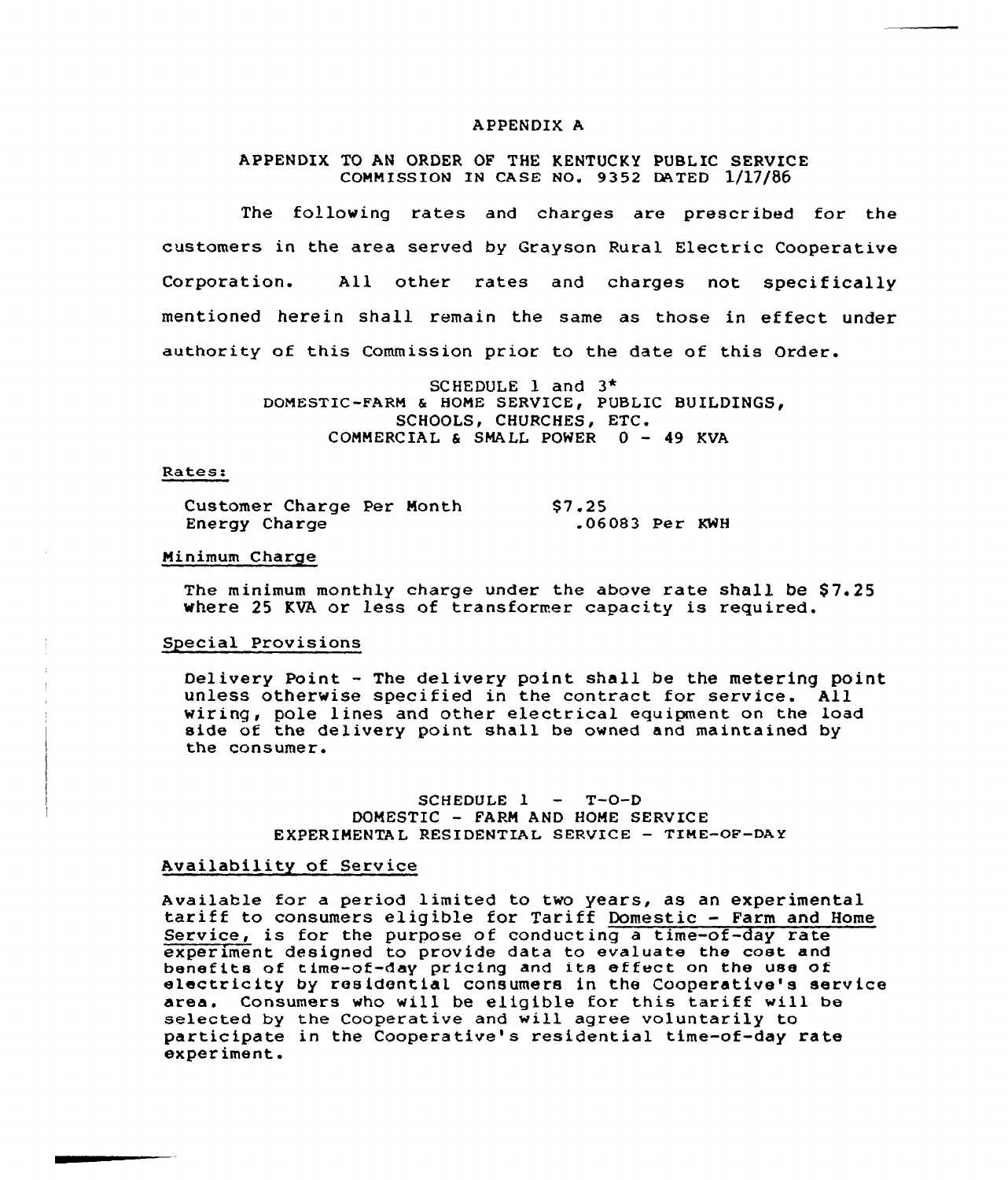# APPENDIX A

## APPENDIX TO AN ORDER OF THE KENTUCKY PUBLIC SERVICE COMMISSION IN CASE NO. 9352 DATED 1/17/86

The following rates and charges are prescribed for the customers in the area served by Grayson Rural Electric Cooperative Corporation. All other rates and charges not specifically mentioned herein shall remain the same as those in effect under authority of this Commission prior to the date of this Order.

### SCHEDULE 1 and 3*
### DOMESTIC-FARM & HOME SERVICE, PUBLIC BUILDINGS, SCHOOLS, CHURCHES, ETC.
### COMMERCIAL & SMALL POWER 0 - 49 KVA

Rates:

| | |
|---|---|
| Customer Charge Per Month | $7.25 |
| Energy Charge | .06083 Per KWH |

Minimum Charge

The minimum monthly charge under the above rate shall be $7.25 where 25 KVA or less of transformer capacity is required.

Special Provisions

Delivery Point - The delivery point shall be the metering point unless otherwise specified in the contract for service. All wiring, pole lines and other electrical equipment on the load side of the delivery point shall be owned and maintained by the consumer.

### SCHEDULE 1 - T-O-D
### DOMESTIC - FARM AND HOME SERVICE
### EXPERIMENTAL RESIDENTIAL SERVICE - TIME-OF-DAY

Availability of Service

Available for a period limited to two years, as an experimental tariff to consumers eligible for Tariff Domestic - Farm and Home Service, is for the purpose of conducting a time-of-day rate experiment designed to provide data to evaluate the cost and benefits of time-of-day pricing and its effect on the use of electricity by residential consumers in the Cooperative's service area. Consumers who will be eligible for this tariff will be selected by the Cooperative and will agree voluntarily to participate in the Cooperative's residential time-of-day rate experiment.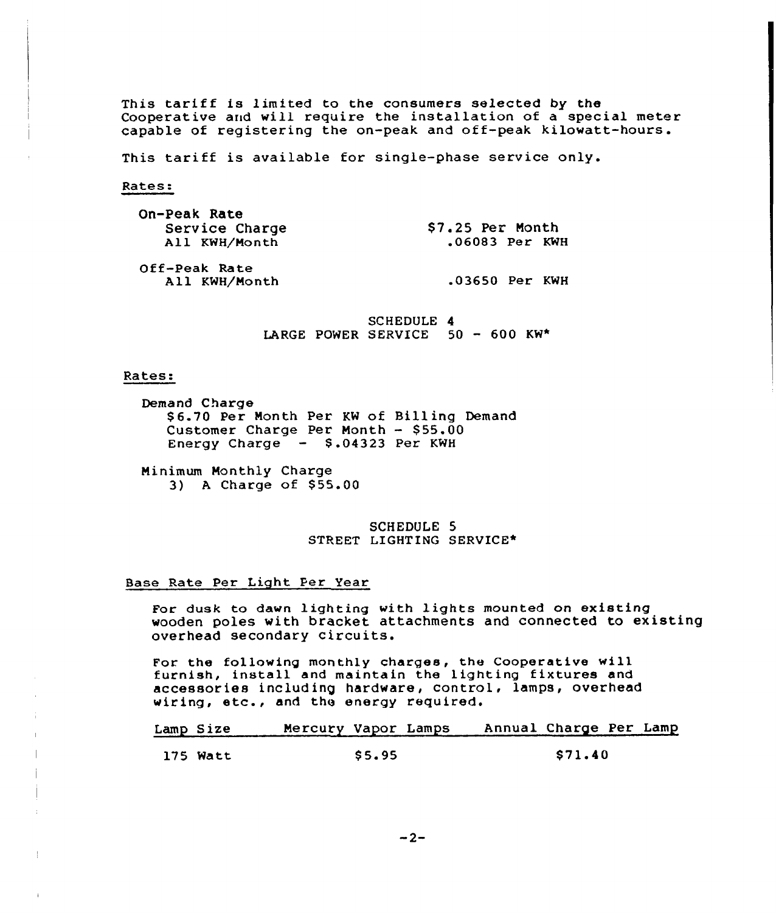This tariff is limited to the consumers selected by the Cooperative and will require the installation of a special meter capable of registering the on-peak and off-peak kilowatt-hours.

This tariff is available for single-phase service only.

Rates:

| | |
|---|---|
| On-Peak Rate | |
| Service Charge | $7.25 Per Month |
| All KWH/Month | .06083 Per KWH |
| Off-Peak Rate | |
| All KWH/Month | .03650 Per KWH |

## SCHEDULE 4
## LARGE POWER SERVICE 50 - 600 KW*

Rates:

Demand Charge
$6.70 Per Month Per KW of Billing Demand
Customer Charge Per Month - $55.00
Energy Charge - $.04323 Per KWH

Minimum Monthly Charge
3) A Charge of $55.00

## SCHEDULE 5
## STREET LIGHTING SERVICE*

Base Rate Per Light Per Year

For dusk to dawn lighting with lights mounted on existing wooden poles with bracket attachments and connected to existing overhead secondary circuits.

For the following monthly charges, the Cooperative will furnish, install and maintain the lighting fixtures and accessories including hardware, control, lamps, overhead wiring, etc., and the energy required.

| Lamp Size | Mercury Vapor Lamps | Annual Charge Per Lamp |
|---|---|---|
| 175 Watt | $5.95 | $71.40 |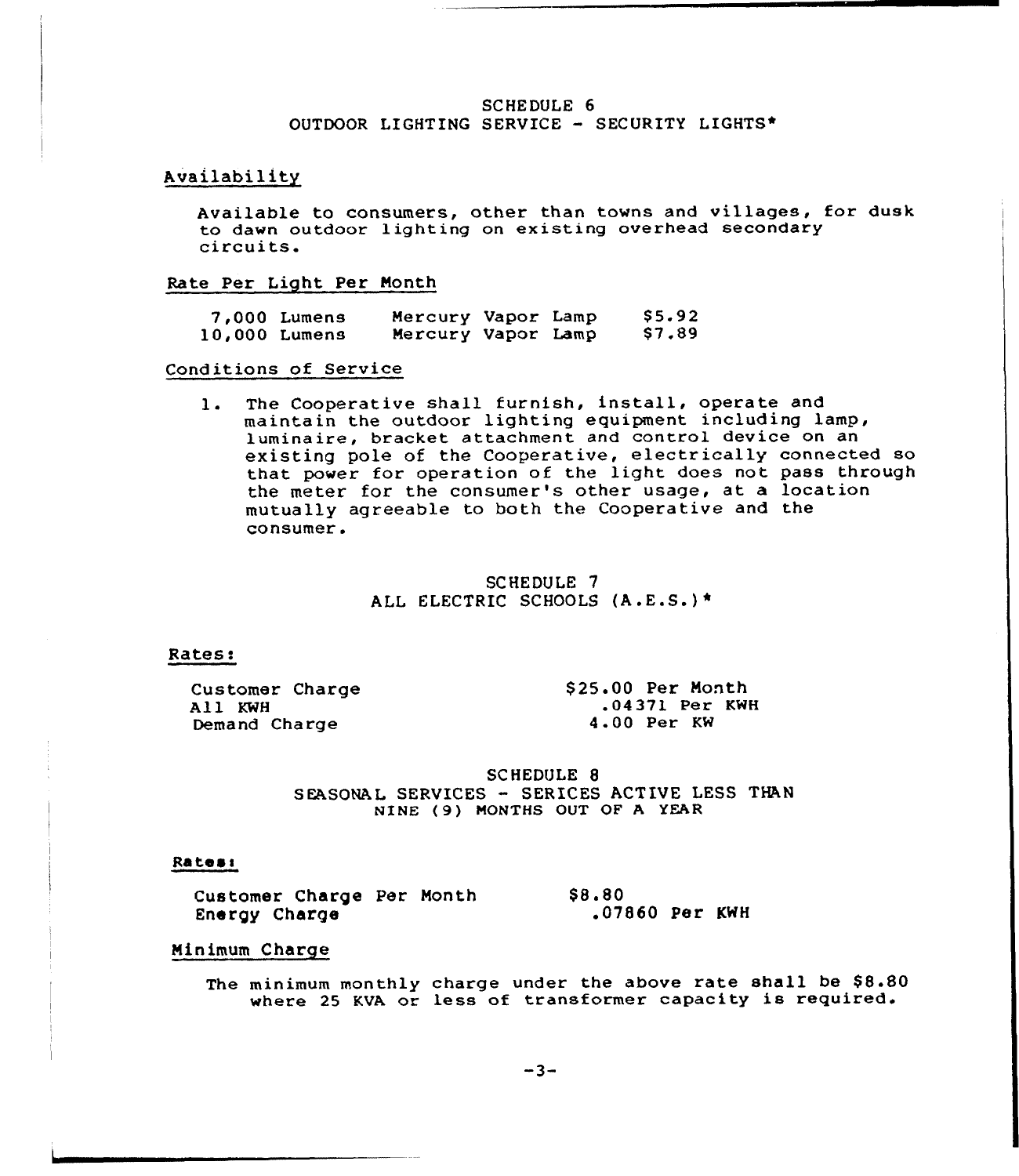## SCHEDULE 6
## OUTDOOR LIGHTING SERVICE - SECURITY LIGHTS*

Availability

Available to consumers, other than towns and villages, for dusk to dawn outdoor lighting on existing overhead secondary circuits.

Rate Per Light Per Month

| | | |
|---|---|---|
| 7,000 Lumens | Mercury Vapor Lamp | $5.92 |
| 10,000 Lumens | Mercury Vapor Lamp | $7.89 |

Conditions of Service

1. The Cooperative shall furnish, install, operate and maintain the outdoor lighting equipment including lamp, luminaire, bracket attachment and control device on an existing pole of the Cooperative, electrically connected so that power for operation of the light does not pass through the meter for the consumer's other usage, at a location mutually agreeable to both the Cooperative and the consumer.

## SCHEDULE 7
## ALL ELECTRIC SCHOOLS (A.E.S.)*

Rates:

| | |
|---|---|
| Customer Charge | $25.00 Per Month |
| All KWH | .04371 Per KWH |
| Demand Charge | 4.00 Per KW |

## SCHEDULE 8
## SEASONAL SERVICES - SERICES ACTIVE LESS THAN NINE (9) MONTHS OUT OF A YEAR

Rates:

| | |
|---|---|
| Customer Charge Per Month | $8.80 |
| Energy Charge | .07860 Per KWH |

Minimum Charge

The minimum monthly charge under the above rate shall be $8.80 where 25 KVA or less of transformer capacity is required.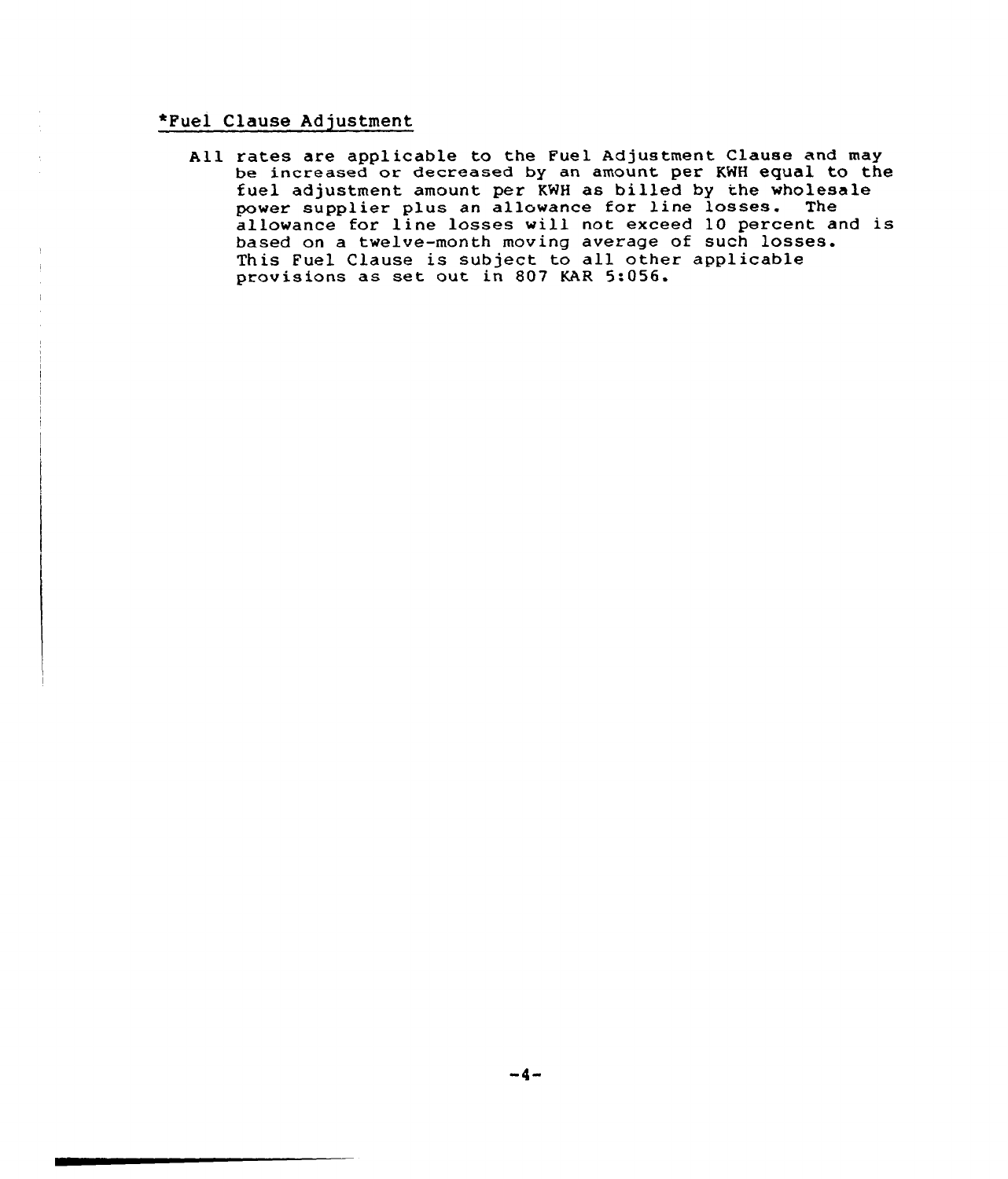*Fuel Clause Adjustment

All rates are applicable to the Fuel Adjustment Clause and may be increased or decreased by an amount per KWH equal to the fuel adjustment amount per KWH as billed by the wholesale power supplier plus an allowance for line losses. The allowance for line losses will not exceed 10 percent and is based on a twelve-month moving average of such losses. This Fuel Clause is subject to all other applicable provisions as set out in 807 KAR 5:056.